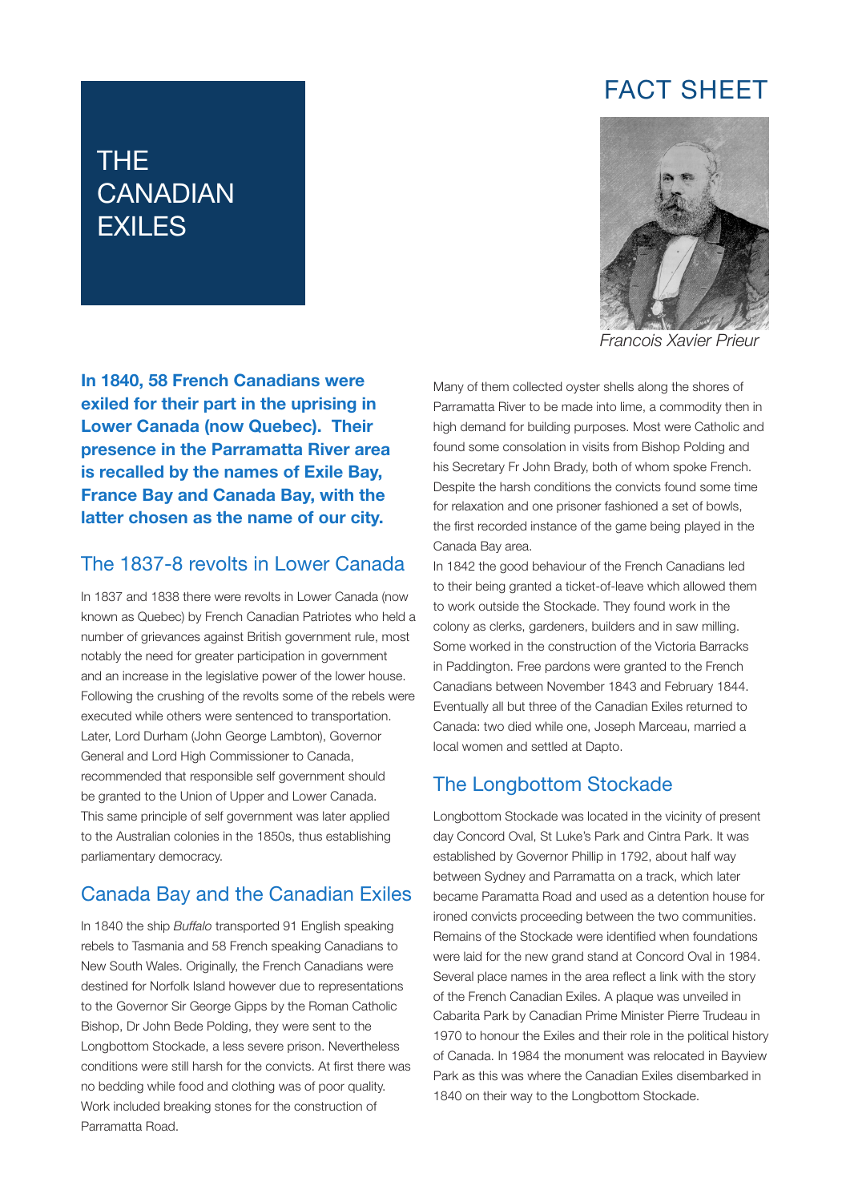FACT SHEET

# THE CANADIAN EXILES

Francois Xavier Prieur

**In 1840, 58 French Canadians were exiled for their part in the uprising in Lower Canada (now Quebec). Their presence in the Parramatta River area is recalled by the names of Exile Bay, France Bay and Canada Bay, with the latter chosen as the name of our city.**

## The 1837-8 revolts in Lower Canada

In 1837 and 1838 there were revolts in Lower Canada (now known as Quebec) by French Canadian Patriotes who held a number of grievances against British government rule, most notably the need for greater participation in government and an increase in the legislative power of the lower house. Following the crushing of the revolts some of the rebels were executed while others were sentenced to transportation. Later, Lord Durham (John George Lambton), Governor General and Lord High Commissioner to Canada, recommended that responsible self government should be granted to the Union of Upper and Lower Canada. This same principle of self government was later applied to the Australian colonies in the 1850s, thus establishing parliamentary democracy.

## Canada Bay and the Canadian Exiles

In 1840 the ship *Buffalo* transported 91 English speaking rebels to Tasmania and 58 French speaking Canadians to New South Wales. Originally, the French Canadians were destined for Norfolk Island however due to representations to the Governor Sir George Gipps by the Roman Catholic Bishop, Dr John Bede Polding, they were sent to the Longbottom Stockade, a less severe prison. Nevertheless conditions were still harsh for the convicts. At first there was no bedding while food and clothing was of poor quality. Work included breaking stones for the construction of Parramatta Road.

Many of them collected oyster shells along the shores of Parramatta River to be made into lime, a commodity then in high demand for building purposes. Most were Catholic and found some consolation in visits from Bishop Polding and his Secretary Fr John Brady, both of whom spoke French. Despite the harsh conditions the convicts found some time for relaxation and one prisoner fashioned a set of bowls, the first recorded instance of the game being played in the Canada Bay area.

In 1842 the good behaviour of the French Canadians led to their being granted a ticket-of-leave which allowed them to work outside the Stockade. They found work in the colony as clerks, gardeners, builders and in saw milling. Some worked in the construction of the Victoria Barracks in Paddington. Free pardons were granted to the French Canadians between November 1843 and February 1844. Eventually all but three of the Canadian Exiles returned to Canada: two died while one, Joseph Marceau, married a local women and settled at Dapto.

## The Longbottom Stockade

Longbottom Stockade was located in the vicinity of present day Concord Oval, St Luke's Park and Cintra Park. It was established by Governor Phillip in 1792, about half way between Sydney and Parramatta on a track, which later became Paramatta Road and used as a detention house for ironed convicts proceeding between the two communities. Remains of the Stockade were identified when foundations were laid for the new grand stand at Concord Oval in 1984. Several place names in the area reflect a link with the story of the French Canadian Exiles. A plaque was unveiled in Cabarita Park by Canadian Prime Minister Pierre Trudeau in 1970 to honour the Exiles and their role in the political history of Canada. In 1984 the monument was relocated in Bayview Park as this was where the Canadian Exiles disembarked in 1840 on their way to the Longbottom Stockade.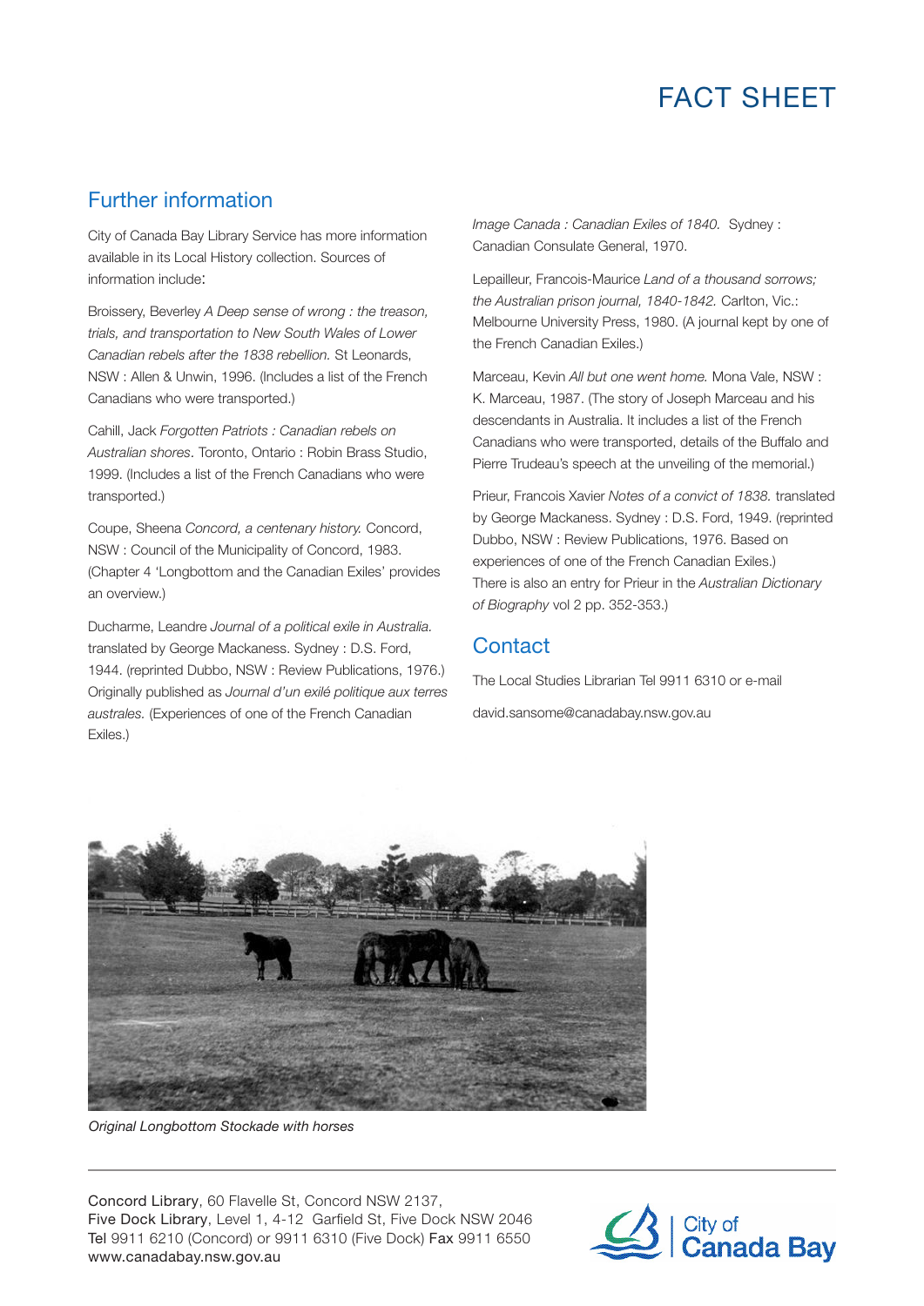# FACT SHEET

## Further information

City of Canada Bay Library Service has more information available in its Local History collection. Sources of information include:

Broissery, Beverley *A Deep sense of wrong : the treason, trials, and transportation to New South Wales of Lower Canadian rebels after the 1838 rebellion.* St Leonards, NSW : Allen & Unwin, 1996. (Includes a list of the French Canadians who were transported.)

Cahill, Jack *Forgotten Patriots : Canadian rebels on Australian shores*. Toronto, Ontario : Robin Brass Studio, 1999. (Includes a list of the French Canadians who were transported.)

Coupe, Sheena *Concord, a centenary history.* Concord, NSW : Council of the Municipality of Concord, 1983. (Chapter 4 'Longbottom and the Canadian Exiles' provides an overview.)

Ducharme, Leandre *Journal of a political exile in Australia.* translated by George Mackaness. Sydney : D.S. Ford, 1944. (reprinted Dubbo, NSW : Review Publications, 1976.) Originally published as *Journal d'un exilé politique aux terres australes.* (Experiences of one of the French Canadian Exiles.)

*Image Canada : Canadian Exiles of 1840.* Sydney : Canadian Consulate General, 1970.

Lepailleur, Francois-Maurice *Land of a thousand sorrows; the Australian prison journal, 1840-1842.* Carlton, Vic.: Melbourne University Press, 1980. (A journal kept by one of the French Canadian Exiles.)

Marceau, Kevin *All but one went home.* Mona Vale, NSW : K. Marceau, 1987. (The story of Joseph Marceau and his descendants in Australia. It includes a list of the French Canadians who were transported, details of the Buffalo and Pierre Trudeau's speech at the unveiling of the memorial.)

Prieur, Francois Xavier *Notes of a convict of 1838.* translated by George Mackaness. Sydney : D.S. Ford, 1949. (reprinted Dubbo, NSW : Review Publications, 1976. Based on experiences of one of the French Canadian Exiles.)
There is also an entry for Prieur in the *Australian Dictionary of Biography* vol 2 pp. 352-353.)

## Contact

The Local Studies Librarian Tel 9911 6310 or e-mail

david.sansome@canadabay.nsw.gov.au

*Original Longbottom Stockade with horses*

**Concord Library**, 60 Flavelle St, Concord NSW 2137,
**Five Dock Library**, Level 1, 4-12 Garfield St, Five Dock NSW 2046
**Tel** 9911 6210 (Concord) or 9911 6310 (Five Dock) **Fax** 9911 6550
www.canadabay.nsw.gov.au

City of Canada Bay